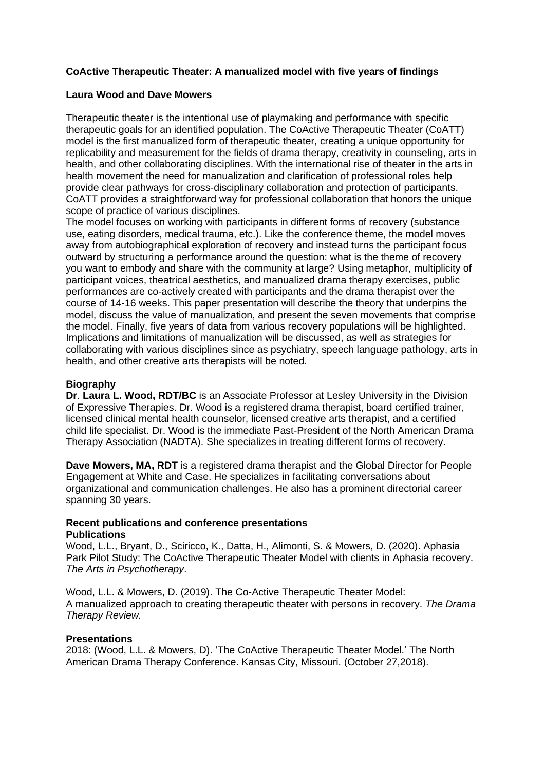**CoActive Therapeutic Theater: A manualized model with five years of findings**

**Laura Wood and Dave Mowers**

Therapeutic theater is the intentional use of playmaking and performance with specific therapeutic goals for an identified population. The CoActive Therapeutic Theater (CoATT) model is the first manualized form of therapeutic theater, creating a unique opportunity for replicability and measurement for the fields of drama therapy, creativity in counseling, arts in health, and other collaborating disciplines. With the international rise of theater in the arts in health movement the need for manualization and clarification of professional roles help provide clear pathways for cross-disciplinary collaboration and protection of participants. CoATT provides a straightforward way for professional collaboration that honors the unique scope of practice of various disciplines.
The model focuses on working with participants in different forms of recovery (substance use, eating disorders, medical trauma, etc.). Like the conference theme, the model moves away from autobiographical exploration of recovery and instead turns the participant focus outward by structuring a performance around the question: what is the theme of recovery you want to embody and share with the community at large? Using metaphor, multiplicity of participant voices, theatrical aesthetics, and manualized drama therapy exercises, public performances are co-actively created with participants and the drama therapist over the course of 14-16 weeks. This paper presentation will describe the theory that underpins the model, discuss the value of manualization, and present the seven movements that comprise the model. Finally, five years of data from various recovery populations will be highlighted. Implications and limitations of manualization will be discussed, as well as strategies for collaborating with various disciplines since as psychiatry, speech language pathology, arts in health, and other creative arts therapists will be noted.

**Biography**

**Dr**. **Laura L. Wood, RDT/BC** is an Associate Professor at Lesley University in the Division of Expressive Therapies. Dr. Wood is a registered drama therapist, board certified trainer, licensed clinical mental health counselor, licensed creative arts therapist, and a certified child life specialist. Dr. Wood is the immediate Past-President of the North American Drama Therapy Association (NADTA). She specializes in treating different forms of recovery.

**Dave Mowers, MA, RDT** is a registered drama therapist and the Global Director for People Engagement at White and Case. He specializes in facilitating conversations about organizational and communication challenges. He also has a prominent directorial career spanning 30 years.

**Recent publications and conference presentations**

**Publications**

Wood, L.L., Bryant, D., Sciricco, K., Datta, H., Alimonti, S. & Mowers, D. (2020). Aphasia Park Pilot Study: The CoActive Therapeutic Theater Model with clients in Aphasia recovery. *The Arts in Psychotherapy*.

Wood, L.L. & Mowers, D. (2019). The Co-Active Therapeutic Theater Model: A manualized approach to creating therapeutic theater with persons in recovery. *The Drama Therapy Review.*

**Presentations**

2018: (Wood, L.L. & Mowers, D). 'The CoActive Therapeutic Theater Model.' The North American Drama Therapy Conference. Kansas City, Missouri. (October 27,2018).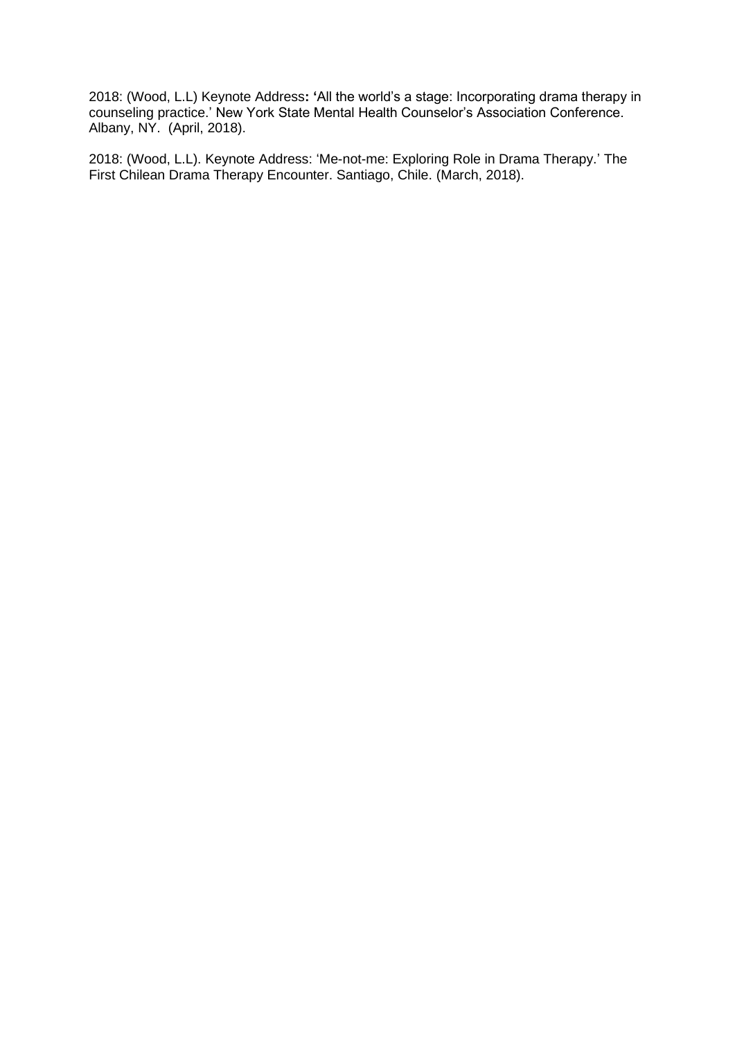2018: (Wood, L.L) Keynote Address**: '**All the world's a stage: Incorporating drama therapy in counseling practice.' New York State Mental Health Counselor's Association Conference. Albany, NY. (April, 2018).

2018: (Wood, L.L). Keynote Address: 'Me-not-me: Exploring Role in Drama Therapy.' The First Chilean Drama Therapy Encounter. Santiago, Chile. (March, 2018).